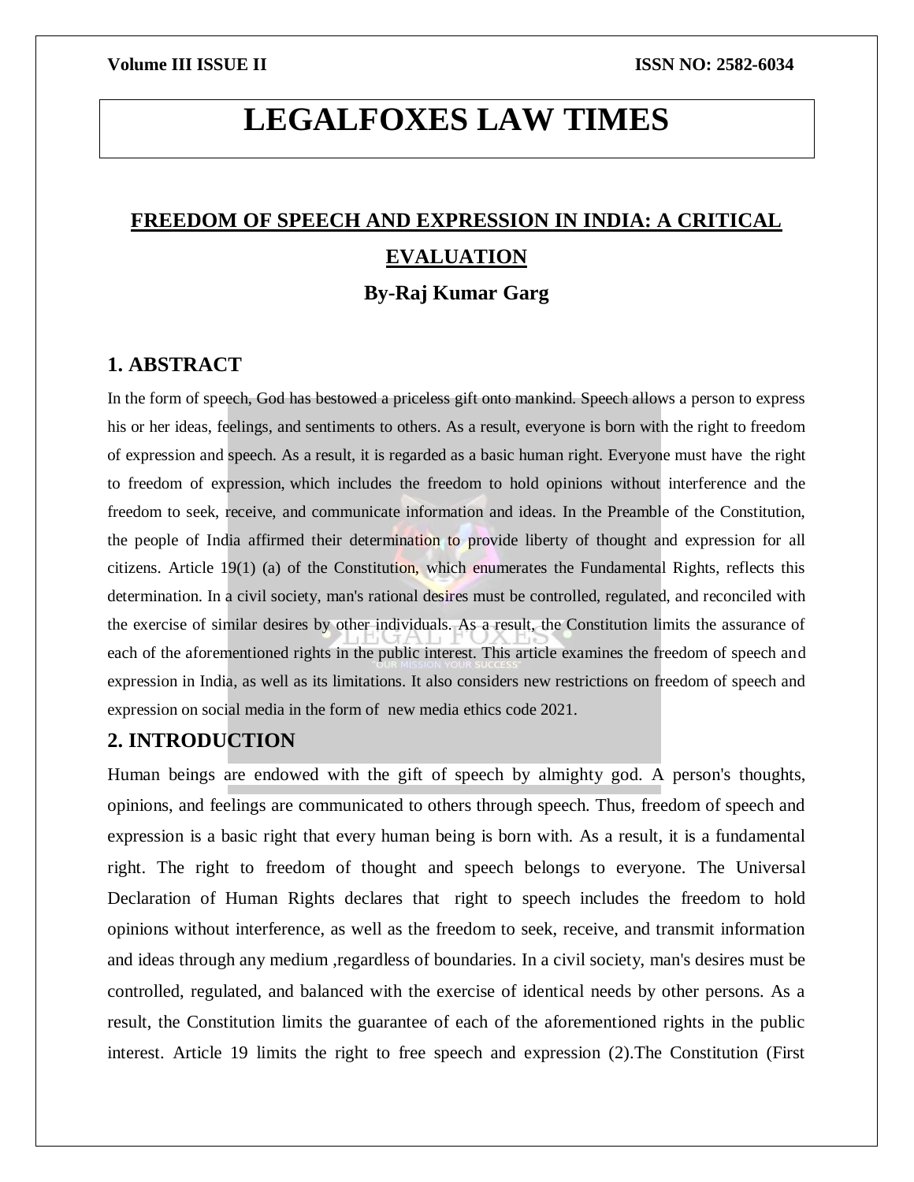# LEGALFOXES LAW TIMES

## FREEDOM OF SPEECH AND EXPRESSION IN INDIA: A CRITICAL EVALUATION

### By-Raj Kumar Garg

## 1. ABSTRACT

In the form of speech, God has bestowed a priceless gift onto mankind. Speech allows a person to express his or her ideas, feelings, and sentiments to others. As a result, everyone is born with the right to freedom of expression and speech. As a result, it is regarded as a basic human right. Everyone must have the right to freedom of expression, which includes the freedom to hold opinions without interference and the freedom to seek, receive, and communicate information and ideas. In the Preamble of the Constitution, the people of India affirmed their determination to provide liberty of thought and expression for all citizens. Article 19(1) (a) of the Constitution, which enumerates the Fundamental Rights, reflects this determination. In a civil society, man's rational desires must be controlled, regulated, and reconciled with the exercise of similar desires by other individuals. As a result, the Constitution limits the assurance of each of the aforementioned rights in the public interest. This article examines the freedom of speech and expression in India, as well as its limitations. It also considers new restrictions on freedom of speech and expression on social media in the form of new media ethics code 2021.

## 2. INTRODUCTION

Human beings are endowed with the gift of speech by almighty god. A person's thoughts, opinions, and feelings are communicated to others through speech. Thus, freedom of speech and expression is a basic right that every human being is born with. As a result, it is a fundamental right. The right to freedom of thought and speech belongs to everyone. The Universal Declaration of Human Rights declares that right to speech includes the freedom to hold opinions without interference, as well as the freedom to seek, receive, and transmit information and ideas through any medium ,regardless of boundaries. In a civil society, man's desires must be controlled, regulated, and balanced with the exercise of identical needs by other persons. As a result, the Constitution limits the guarantee of each of the aforementioned rights in the public interest. Article 19 limits the right to free speech and expression (2).The Constitution (First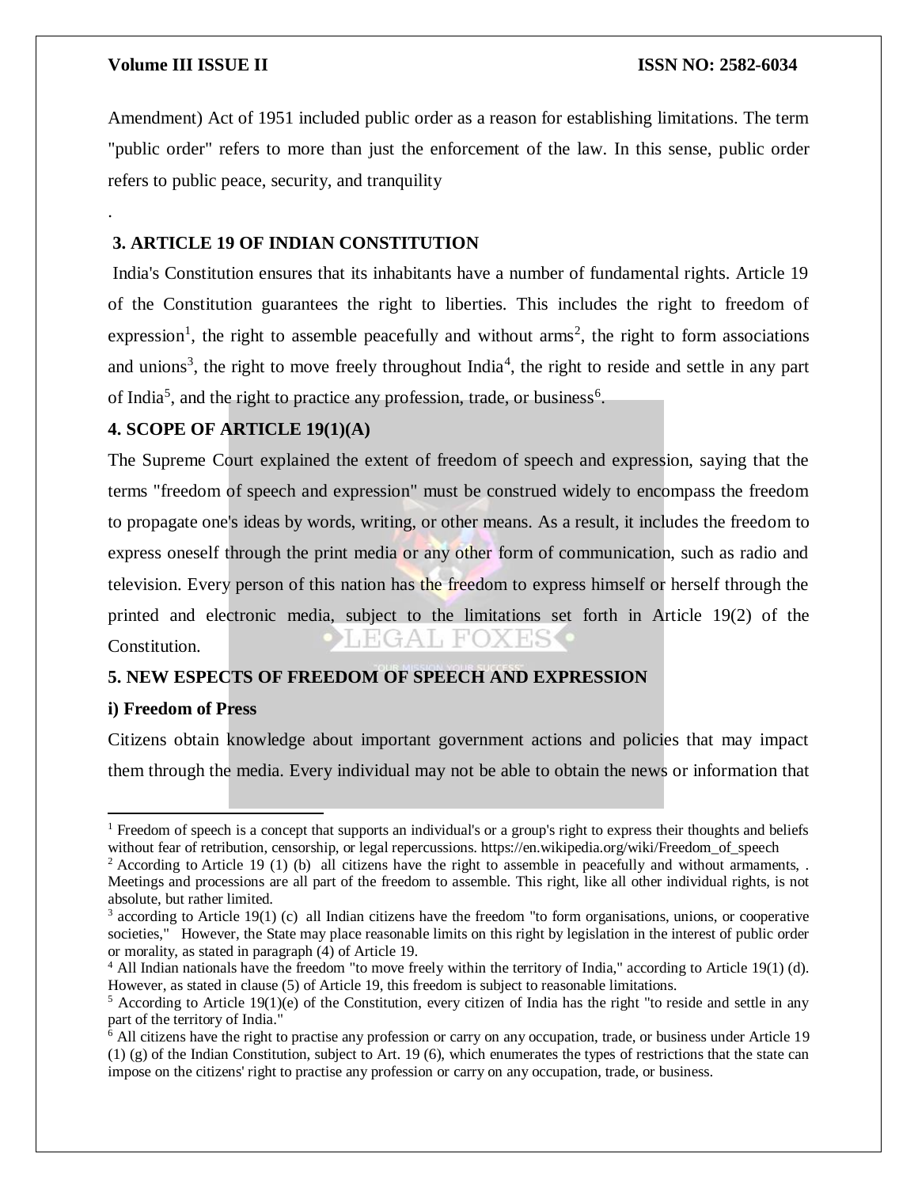Amendment) Act of 1951 included public order as a reason for establishing limitations. The term "public order" refers to more than just the enforcement of the law. In this sense, public order refers to public peace, security, and tranquility

.

## 3. ARTICLE 19 OF INDIAN CONSTITUTION

India's Constitution ensures that its inhabitants have a number of fundamental rights. Article 19 of the Constitution guarantees the right to liberties. This includes the right to freedom of expression[1], the right to assemble peacefully and without arms[2], the right to form associations and unions[3], the right to move freely throughout India[4], the right to reside and settle in any part of India[5], and the right to practice any profession, trade, or business[6].

## 4. SCOPE OF ARTICLE 19(1)(A)

The Supreme Court explained the extent of freedom of speech and expression, saying that the terms "freedom of speech and expression" must be construed widely to encompass the freedom to propagate one's ideas by words, writing, or other means. As a result, it includes the freedom to express oneself through the print media or any other form of communication, such as radio and television. Every person of this nation has the freedom to express himself or herself through the printed and electronic media, subject to the limitations set forth in Article 19(2) of the Constitution.

## 5. NEW ESPECTS OF FREEDOM OF SPEECH AND EXPRESSION

### i) Freedom of Press

Citizens obtain knowledge about important government actions and policies that may impact them through the media. Every individual may not be able to obtain the news or information that

---

[1] Freedom of speech is a concept that supports an individual's or a group's right to express their thoughts and beliefs without fear of retribution, censorship, or legal repercussions. https://en.wikipedia.org/wiki/Freedom_of_speech

[2] According to Article 19 (1) (b) all citizens have the right to assemble in peacefully and without armaments, . Meetings and processions are all part of the freedom to assemble. This right, like all other individual rights, is not absolute, but rather limited.

[3] according to Article 19(1) (c) all Indian citizens have the freedom "to form organisations, unions, or cooperative societies," However, the State may place reasonable limits on this right by legislation in the interest of public order or morality, as stated in paragraph (4) of Article 19.

[4] All Indian nationals have the freedom "to move freely within the territory of India," according to Article 19(1) (d). However, as stated in clause (5) of Article 19, this freedom is subject to reasonable limitations.

[5] According to Article 19(1)(e) of the Constitution, every citizen of India has the right "to reside and settle in any part of the territory of India."

[6] All citizens have the right to practise any profession or carry on any occupation, trade, or business under Article 19 (1) (g) of the Indian Constitution, subject to Art. 19 (6), which enumerates the types of restrictions that the state can impose on the citizens' right to practise any profession or carry on any occupation, trade, or business.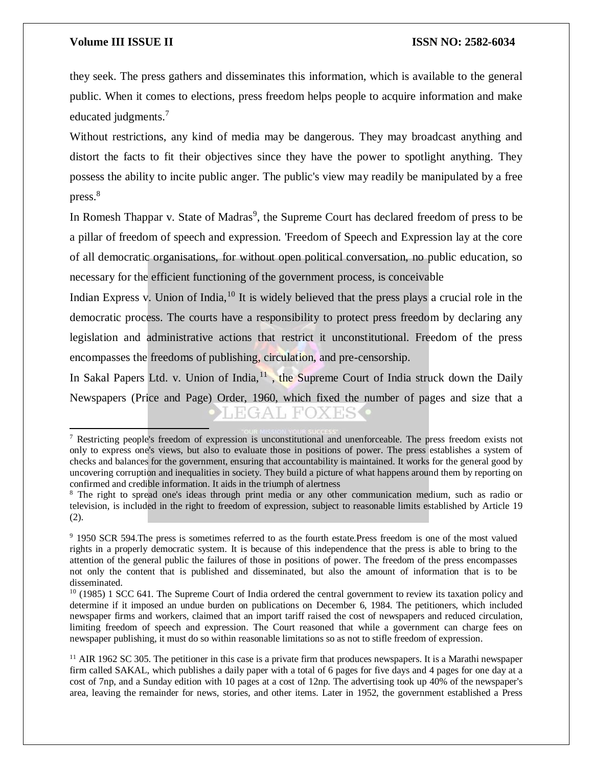they seek. The press gathers and disseminates this information, which is available to the general public. When it comes to elections, press freedom helps people to acquire information and make educated judgments.[7]

Without restrictions, any kind of media may be dangerous. They may broadcast anything and distort the facts to fit their objectives since they have the power to spotlight anything. They possess the ability to incite public anger. The public's view may readily be manipulated by a free press.[8]

In Romesh Thappar v. State of Madras[9], the Supreme Court has declared freedom of press to be a pillar of freedom of speech and expression. 'Freedom of Speech and Expression lay at the core of all democratic organisations, for without open political conversation, no public education, so necessary for the efficient functioning of the government process, is conceivable

Indian Express v. Union of India,[10] It is widely believed that the press plays a crucial role in the democratic process. The courts have a responsibility to protect press freedom by declaring any legislation and administrative actions that restrict it unconstitutional. Freedom of the press encompasses the freedoms of publishing, circulation, and pre-censorship.

In Sakal Papers Ltd. v. Union of India,[11] , the Supreme Court of India struck down the Daily Newspapers (Price and Page) Order, 1960, which fixed the number of pages and size that a

---

[7] Restricting people's freedom of expression is unconstitutional and unenforceable. The press freedom exists not only to express one's views, but also to evaluate those in positions of power. The press establishes a system of checks and balances for the government, ensuring that accountability is maintained. It works for the general good by uncovering corruption and inequalities in society. They build a picture of what happens around them by reporting on confirmed and credible information. It aids in the triumph of alertness

[8] The right to spread one's ideas through print media or any other communication medium, such as radio or television, is included in the right to freedom of expression, subject to reasonable limits established by Article 19 (2).

[9] 1950 SCR 594.The press is sometimes referred to as the fourth estate.Press freedom is one of the most valued rights in a properly democratic system. It is because of this independence that the press is able to bring to the attention of the general public the failures of those in positions of power. The freedom of the press encompasses not only the content that is published and disseminated, but also the amount of information that is to be disseminated.

[10] (1985) 1 SCC 641. The Supreme Court of India ordered the central government to review its taxation policy and determine if it imposed an undue burden on publications on December 6, 1984. The petitioners, which included newspaper firms and workers, claimed that an import tariff raised the cost of newspapers and reduced circulation, limiting freedom of speech and expression. The Court reasoned that while a government can charge fees on newspaper publishing, it must do so within reasonable limitations so as not to stifle freedom of expression.

[11] AIR 1962 SC 305. The petitioner in this case is a private firm that produces newspapers. It is a Marathi newspaper firm called SAKAL, which publishes a daily paper with a total of 6 pages for five days and 4 pages for one day at a cost of 7np, and a Sunday edition with 10 pages at a cost of 12np. The advertising took up 40% of the newspaper's area, leaving the remainder for news, stories, and other items. Later in 1952, the government established a Press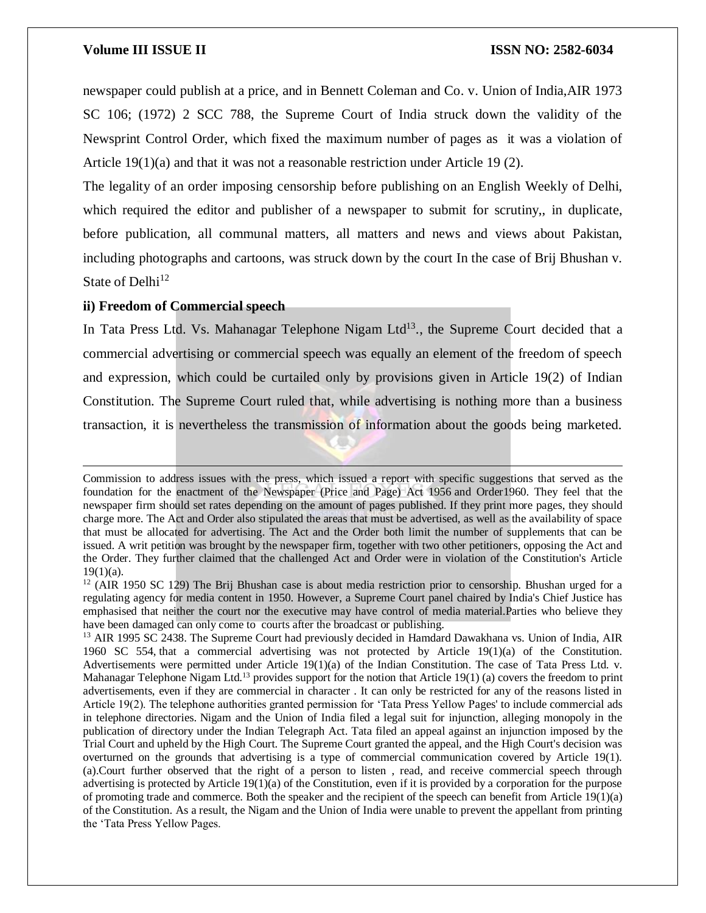newspaper could publish at a price, and in Bennett Coleman and Co. v. Union of India,AIR 1973 SC 106; (1972) 2 SCC 788, the Supreme Court of India struck down the validity of the Newsprint Control Order, which fixed the maximum number of pages as it was a violation of Article 19(1)(a) and that it was not a reasonable restriction under Article 19 (2).

The legality of an order imposing censorship before publishing on an English Weekly of Delhi, which required the editor and publisher of a newspaper to submit for scrutiny,, in duplicate, before publication, all communal matters, all matters and news and views about Pakistan, including photographs and cartoons, was struck down by the court In the case of Brij Bhushan v. State of Delhi[12]

**ii) Freedom of Commercial speech**

In Tata Press Ltd. Vs. Mahanagar Telephone Nigam Ltd[13]., the Supreme Court decided that a commercial advertising or commercial speech was equally an element of the freedom of speech and expression, which could be curtailed only by provisions given in Article 19(2) of Indian Constitution. The Supreme Court ruled that, while advertising is nothing more than a business transaction, it is nevertheless the transmission of information about the goods being marketed.

---

Commission to address issues with the press, which issued a report with specific suggestions that served as the foundation for the enactment of the Newspaper (Price and Page) Act 1956 and Order1960. They feel that the newspaper firm should set rates depending on the amount of pages published. If they print more pages, they should charge more. The Act and Order also stipulated the areas that must be advertised, as well as the availability of space that must be allocated for advertising. The Act and the Order both limit the number of supplements that can be issued. A writ petition was brought by the newspaper firm, together with two other petitioners, opposing the Act and the Order. They further claimed that the challenged Act and Order were in violation of the Constitution's Article 19(1)(a).

[12] (AIR 1950 SC 129) The Brij Bhushan case is about media restriction prior to censorship. Bhushan urged for a regulating agency for media content in 1950. However, a Supreme Court panel chaired by India's Chief Justice has emphasised that neither the court nor the executive may have control of media material.Parties who believe they have been damaged can only come to courts after the broadcast or publishing.

[13] AIR 1995 SC 2438. The Supreme Court had previously decided in Hamdard Dawakhana vs. Union of India, AIR 1960 SC 554, that a commercial advertising was not protected by Article 19(1)(a) of the Constitution. Advertisements were permitted under Article 19(1)(a) of the Indian Constitution. The case of Tata Press Ltd. v. Mahanagar Telephone Nigam Ltd.[13] provides support for the notion that Article 19(1) (a) covers the freedom to print advertisements, even if they are commercial in character . It can only be restricted for any of the reasons listed in Article 19(2). The telephone authorities granted permission for 'Tata Press Yellow Pages' to include commercial ads in telephone directories. Nigam and the Union of India filed a legal suit for injunction, alleging monopoly in the publication of directory under the Indian Telegraph Act. Tata filed an appeal against an injunction imposed by the Trial Court and upheld by the High Court. The Supreme Court granted the appeal, and the High Court's decision was overturned on the grounds that advertising is a type of commercial communication covered by Article 19(1). (a).Court further observed that the right of a person to listen , read, and receive commercial speech through advertising is protected by Article 19(1)(a) of the Constitution, even if it is provided by a corporation for the purpose of promoting trade and commerce. Both the speaker and the recipient of the speech can benefit from Article 19(1)(a) of the Constitution. As a result, the Nigam and the Union of India were unable to prevent the appellant from printing the 'Tata Press Yellow Pages.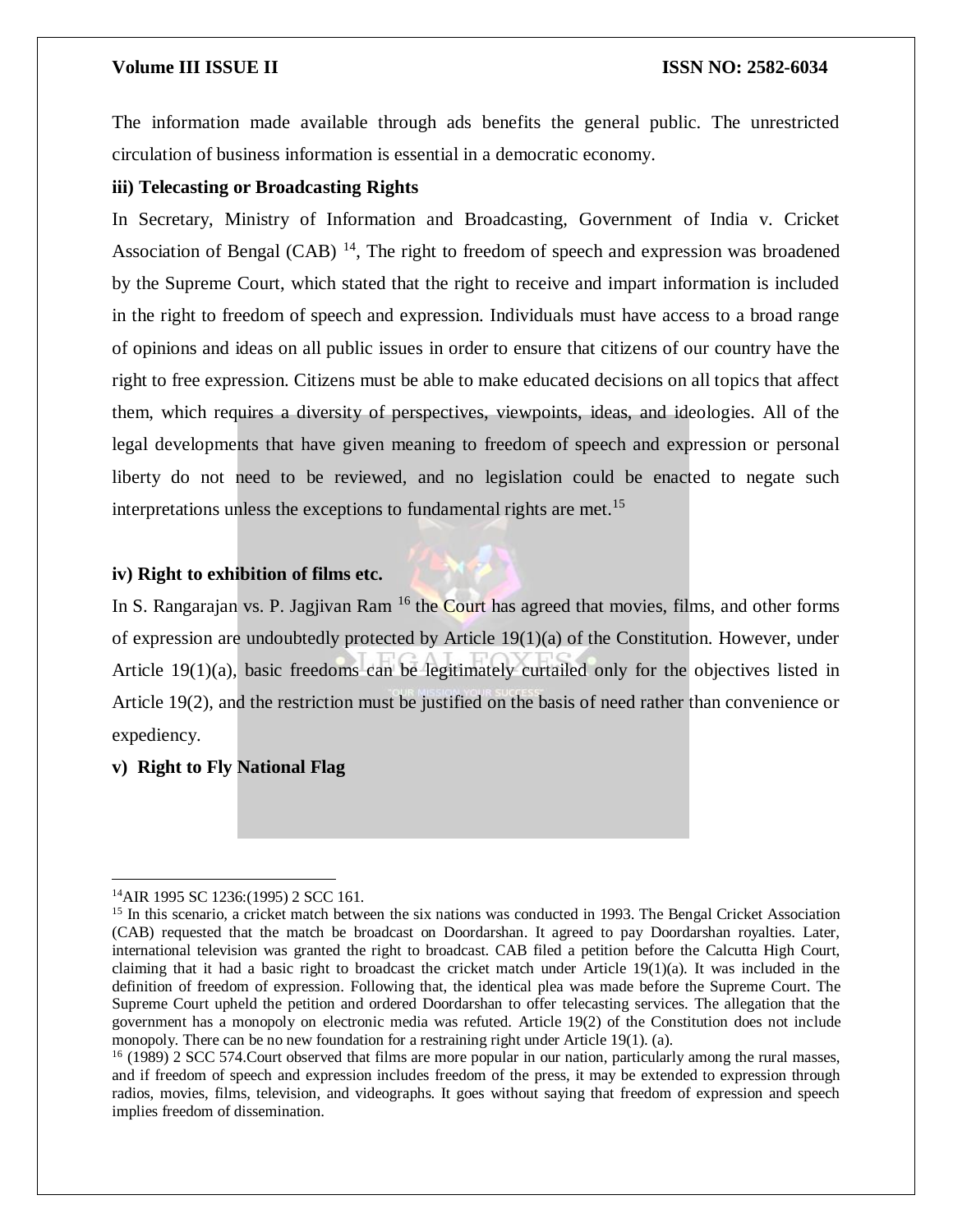The information made available through ads benefits the general public. The unrestricted circulation of business information is essential in a democratic economy.

**iii) Telecasting or Broadcasting Rights**

In Secretary, Ministry of Information and Broadcasting, Government of India v. Cricket Association of Bengal (CAB) [14], The right to freedom of speech and expression was broadened by the Supreme Court, which stated that the right to receive and impart information is included in the right to freedom of speech and expression. Individuals must have access to a broad range of opinions and ideas on all public issues in order to ensure that citizens of our country have the right to free expression. Citizens must be able to make educated decisions on all topics that affect them, which requires a diversity of perspectives, viewpoints, ideas, and ideologies. All of the legal developments that have given meaning to freedom of speech and expression or personal liberty do not need to be reviewed, and no legislation could be enacted to negate such interpretations unless the exceptions to fundamental rights are met.[15]

**iv) Right to exhibition of films etc.**

In S. Rangarajan vs. P. Jagjivan Ram [16] the Court has agreed that movies, films, and other forms of expression are undoubtedly protected by Article 19(1)(a) of the Constitution. However, under Article 19(1)(a), basic freedoms can be legitimately curtailed only for the objectives listed in Article 19(2), and the restriction must be justified on the basis of need rather than convenience or expediency.

**v) Right to Fly National Flag**

---

[14] AIR 1995 SC 1236:(1995) 2 SCC 161.

[15] In this scenario, a cricket match between the six nations was conducted in 1993. The Bengal Cricket Association (CAB) requested that the match be broadcast on Doordarshan. It agreed to pay Doordarshan royalties. Later, international television was granted the right to broadcast. CAB filed a petition before the Calcutta High Court, claiming that it had a basic right to broadcast the cricket match under Article 19(1)(a). It was included in the definition of freedom of expression. Following that, the identical plea was made before the Supreme Court. The Supreme Court upheld the petition and ordered Doordarshan to offer telecasting services. The allegation that the government has a monopoly on electronic media was refuted. Article 19(2) of the Constitution does not include monopoly. There can be no new foundation for a restraining right under Article 19(1). (a).

[16] (1989) 2 SCC 574.Court observed that films are more popular in our nation, particularly among the rural masses, and if freedom of speech and expression includes freedom of the press, it may be extended to expression through radios, movies, films, television, and videographs. It goes without saying that freedom of expression and speech implies freedom of dissemination.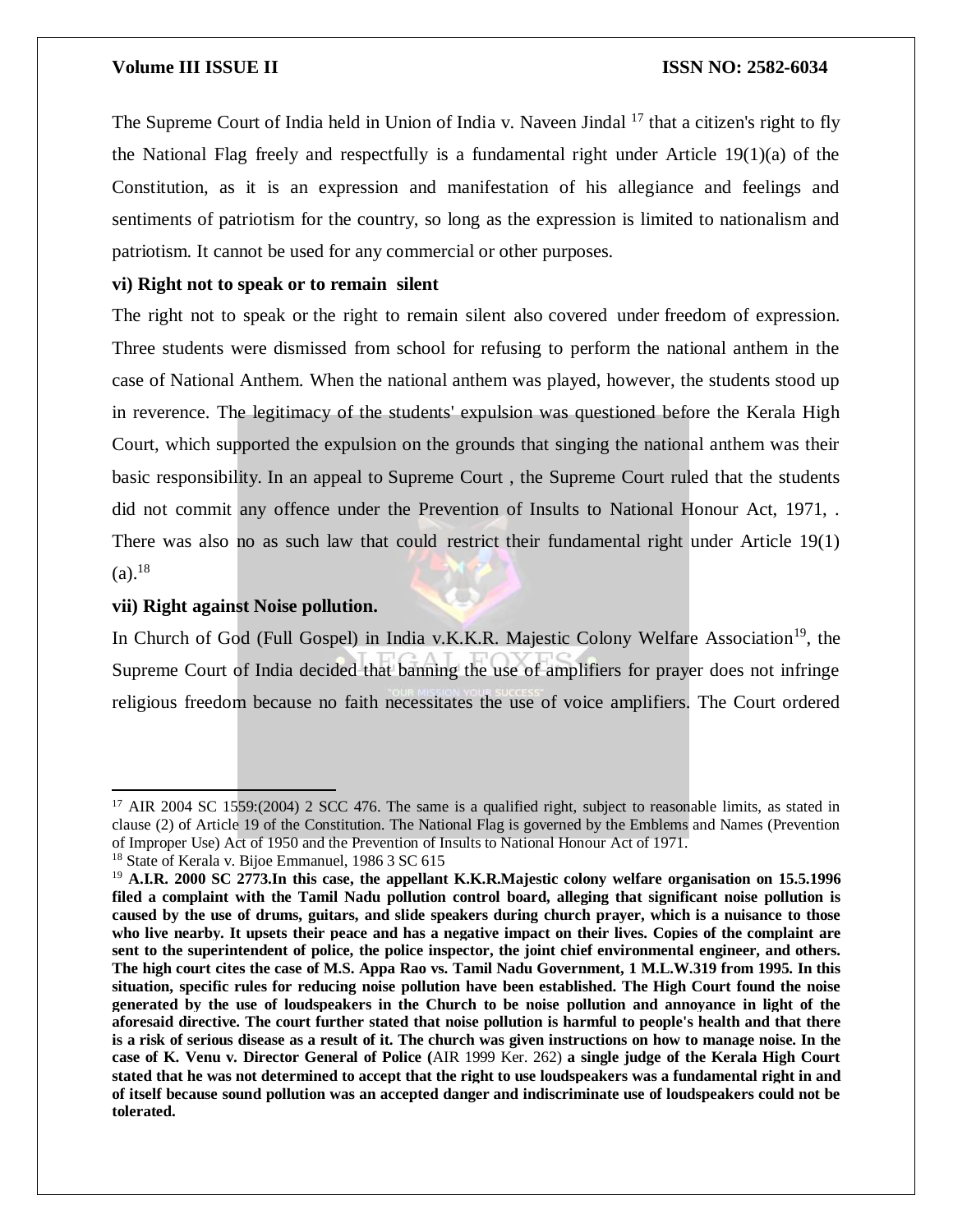The Supreme Court of India held in Union of India v. Naveen Jindal [17] that a citizen's right to fly the National Flag freely and respectfully is a fundamental right under Article 19(1)(a) of the Constitution, as it is an expression and manifestation of his allegiance and feelings and sentiments of patriotism for the country, so long as the expression is limited to nationalism and patriotism. It cannot be used for any commercial or other purposes.

**vi) Right not to speak or to remain silent**

The right not to speak or the right to remain silent also covered under freedom of expression. Three students were dismissed from school for refusing to perform the national anthem in the case of National Anthem. When the national anthem was played, however, the students stood up in reverence. The legitimacy of the students' expulsion was questioned before the Kerala High Court, which supported the expulsion on the grounds that singing the national anthem was their basic responsibility. In an appeal to Supreme Court , the Supreme Court ruled that the students did not commit any offence under the Prevention of Insults to National Honour Act, 1971, . There was also no as such law that could restrict their fundamental right under Article 19(1)(a).[18]

**vii) Right against Noise pollution.**

In Church of God (Full Gospel) in India v.K.K.R. Majestic Colony Welfare Association[19], the Supreme Court of India decided that banning the use of amplifiers for prayer does not infringe religious freedom because no faith necessitates the use of voice amplifiers. The Court ordered

---

[17] AIR 2004 SC 1559:(2004) 2 SCC 476. The same is a qualified right, subject to reasonable limits, as stated in clause (2) of Article 19 of the Constitution. The National Flag is governed by the Emblems and Names (Prevention of Improper Use) Act of 1950 and the Prevention of Insults to National Honour Act of 1971.

[18] State of Kerala v. Bijoe Emmanuel, 1986 3 SC 615

[19] **A.I.R. 2000 SC 2773.In this case, the appellant K.K.R.Majestic colony welfare organisation on 15.5.1996 filed a complaint with the Tamil Nadu pollution control board, alleging that significant noise pollution is caused by the use of drums, guitars, and slide speakers during church prayer, which is a nuisance to those who live nearby. It upsets their peace and has a negative impact on their lives. Copies of the complaint are sent to the superintendent of police, the police inspector, the joint chief environmental engineer, and others. The high court cites the case of M.S. Appa Rao vs. Tamil Nadu Government, 1 M.L.W.319 from 1995. In this situation, specific rules for reducing noise pollution have been established. The High Court found the noise generated by the use of loudspeakers in the Church to be noise pollution and annoyance in light of the aforesaid directive. The court further stated that noise pollution is harmful to people's health and that there is a risk of serious disease as a result of it. The church was given instructions on how to manage noise. In the case of K. Venu v. Director General of Police (**AIR 1999 Ker. 262) **a single judge of the Kerala High Court stated that he was not determined to accept that the right to use loudspeakers was a fundamental right in and of itself because sound pollution was an accepted danger and indiscriminate use of loudspeakers could not be tolerated.**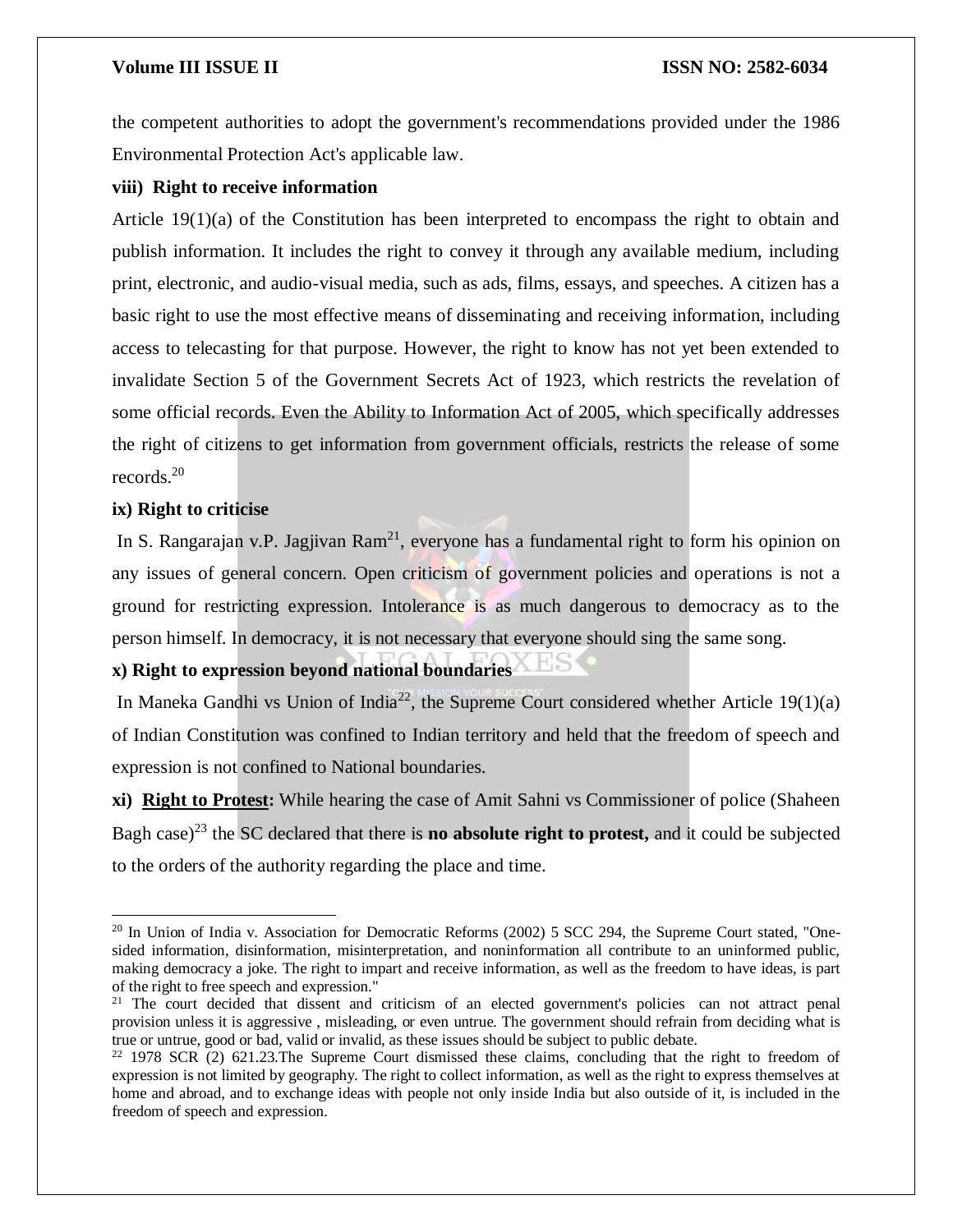the competent authorities to adopt the government's recommendations provided under the 1986 Environmental Protection Act's applicable law.

**viii) Right to receive information**

Article 19(1)(a) of the Constitution has been interpreted to encompass the right to obtain and publish information. It includes the right to convey it through any available medium, including print, electronic, and audio-visual media, such as ads, films, essays, and speeches. A citizen has a basic right to use the most effective means of disseminating and receiving information, including access to telecasting for that purpose. However, the right to know has not yet been extended to invalidate Section 5 of the Government Secrets Act of 1923, which restricts the revelation of some official records. Even the Ability to Information Act of 2005, which specifically addresses the right of citizens to get information from government officials, restricts the release of some records.[20]

**ix) Right to criticise**

In S. Rangarajan v.P. Jagjivan Ram[21], everyone has a fundamental right to form his opinion on any issues of general concern. Open criticism of government policies and operations is not a ground for restricting expression. Intolerance is as much dangerous to democracy as to the person himself. In democracy, it is not necessary that everyone should sing the same song.

**x) Right to expression beyond national boundaries**

In Maneka Gandhi vs Union of India[22], the Supreme Court considered whether Article 19(1)(a) of Indian Constitution was confined to Indian territory and held that the freedom of speech and expression is not confined to National boundaries.

**xi) <u>Right to Protest</u>:** While hearing the case of Amit Sahni vs Commissioner of police (Shaheen Bagh case)[23] the SC declared that there is **no absolute right to protest,** and it could be subjected to the orders of the authority regarding the place and time.

---

[20] In Union of India v. Association for Democratic Reforms (2002) 5 SCC 294, the Supreme Court stated, "One-sided information, disinformation, misinterpretation, and noninformation all contribute to an uninformed public, making democracy a joke. The right to impart and receive information, as well as the freedom to have ideas, is part of the right to free speech and expression."

[21] The court decided that dissent and criticism of an elected government's policies can not attract penal provision unless it is aggressive , misleading, or even untrue. The government should refrain from deciding what is true or untrue, good or bad, valid or invalid, as these issues should be subject to public debate.

[22] 1978 SCR (2) 621.23.The Supreme Court dismissed these claims, concluding that the right to freedom of expression is not limited by geography. The right to collect information, as well as the right to express themselves at home and abroad, and to exchange ideas with people not only inside India but also outside of it, is included in the freedom of speech and expression.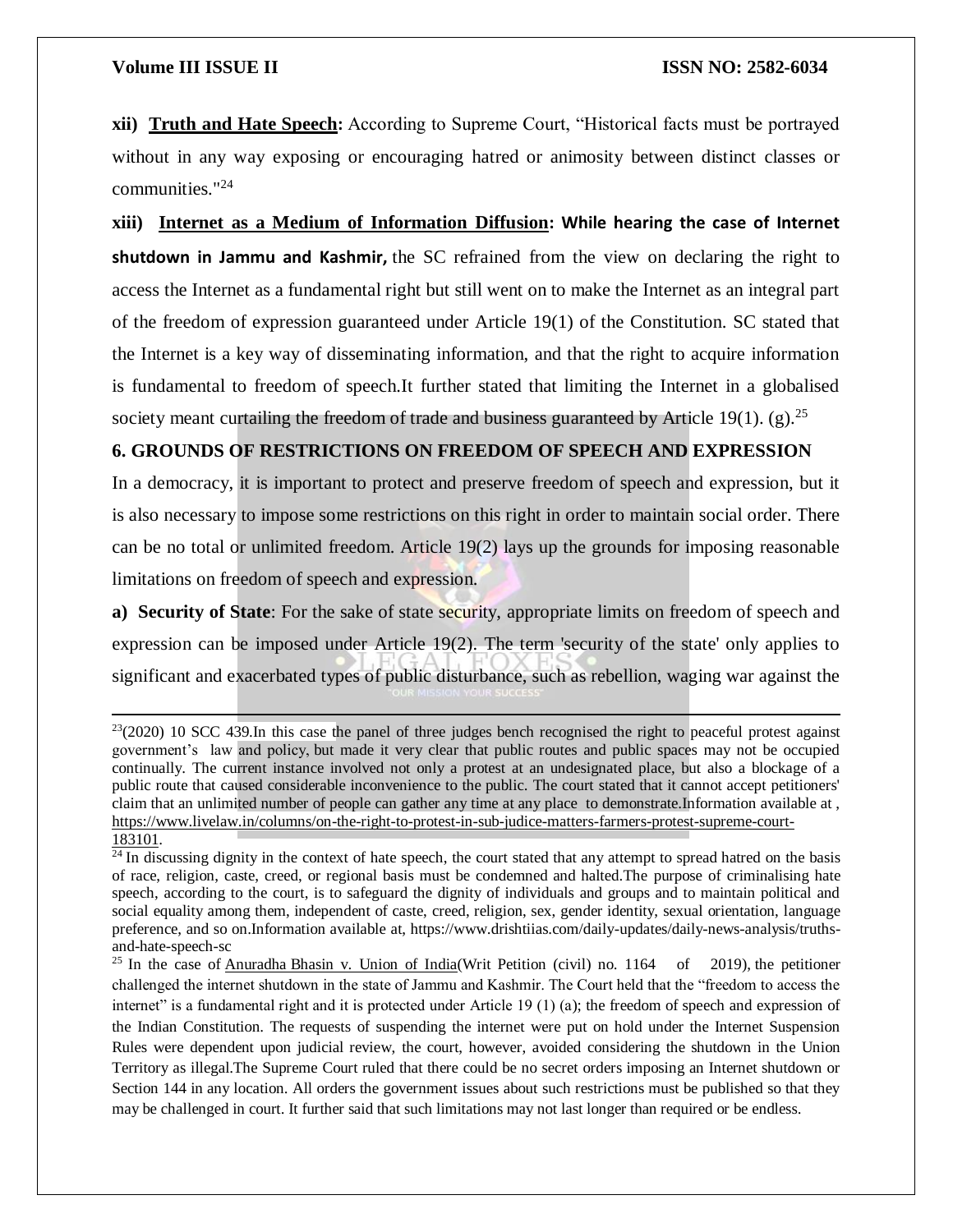**xii) Truth and Hate Speech:** According to Supreme Court, "Historical facts must be portrayed without in any way exposing or encouraging hatred or animosity between distinct classes or communities."[24]

**xiii) Internet as a Medium of Information Diffusion: While hearing the case of Internet shutdown in Jammu and Kashmir,** the SC refrained from the view on declaring the right to access the Internet as a fundamental right but still went on to make the Internet as an integral part of the freedom of expression guaranteed under Article 19(1) of the Constitution. SC stated that the Internet is a key way of disseminating information, and that the right to acquire information is fundamental to freedom of speech.It further stated that limiting the Internet in a globalised society meant curtailing the freedom of trade and business guaranteed by Article 19(1). (g).[25]

## 6. GROUNDS OF RESTRICTIONS ON FREEDOM OF SPEECH AND EXPRESSION

In a democracy, it is important to protect and preserve freedom of speech and expression, but it is also necessary to impose some restrictions on this right in order to maintain social order. There can be no total or unlimited freedom. Article 19(2) lays up the grounds for imposing reasonable limitations on freedom of speech and expression.

**a) Security of State**: For the sake of state security, appropriate limits on freedom of speech and expression can be imposed under Article 19(2). The term 'security of the state' only applies to significant and exacerbated types of public disturbance, such as rebellion, waging war against the

---

[23](2020) 10 SCC 439.In this case the panel of three judges bench recognised the right to peaceful protest against government's law and policy, but made it very clear that public routes and public spaces may not be occupied continually. The current instance involved not only a protest at an undesignated place, but also a blockage of a public route that caused considerable inconvenience to the public. The court stated that it cannot accept petitioners' claim that an unlimited number of people can gather any time at any place to demonstrate.Information available at , https://www.livelaw.in/columns/on-the-right-to-protest-in-sub-judice-matters-farmers-protest-supreme-court-183101.

[24] In discussing dignity in the context of hate speech, the court stated that any attempt to spread hatred on the basis of race, religion, caste, creed, or regional basis must be condemned and halted.The purpose of criminalising hate speech, according to the court, is to safeguard the dignity of individuals and groups and to maintain political and social equality among them, independent of caste, creed, religion, sex, gender identity, sexual orientation, language preference, and so on.Information available at, https://www.drishtiias.com/daily-updates/daily-news-analysis/truths-and-hate-speech-sc

[25] In the case of Anuradha Bhasin v. Union of India(Writ Petition (civil) no. 1164 of 2019), the petitioner challenged the internet shutdown in the state of Jammu and Kashmir. The Court held that the "freedom to access the internet" is a fundamental right and it is protected under Article 19 (1) (a); the freedom of speech and expression of the Indian Constitution. The requests of suspending the internet were put on hold under the Internet Suspension Rules were dependent upon judicial review, the court, however, avoided considering the shutdown in the Union Territory as illegal.The Supreme Court ruled that there could be no secret orders imposing an Internet shutdown or Section 144 in any location. All orders the government issues about such restrictions must be published so that they may be challenged in court. It further said that such limitations may not last longer than required or be endless.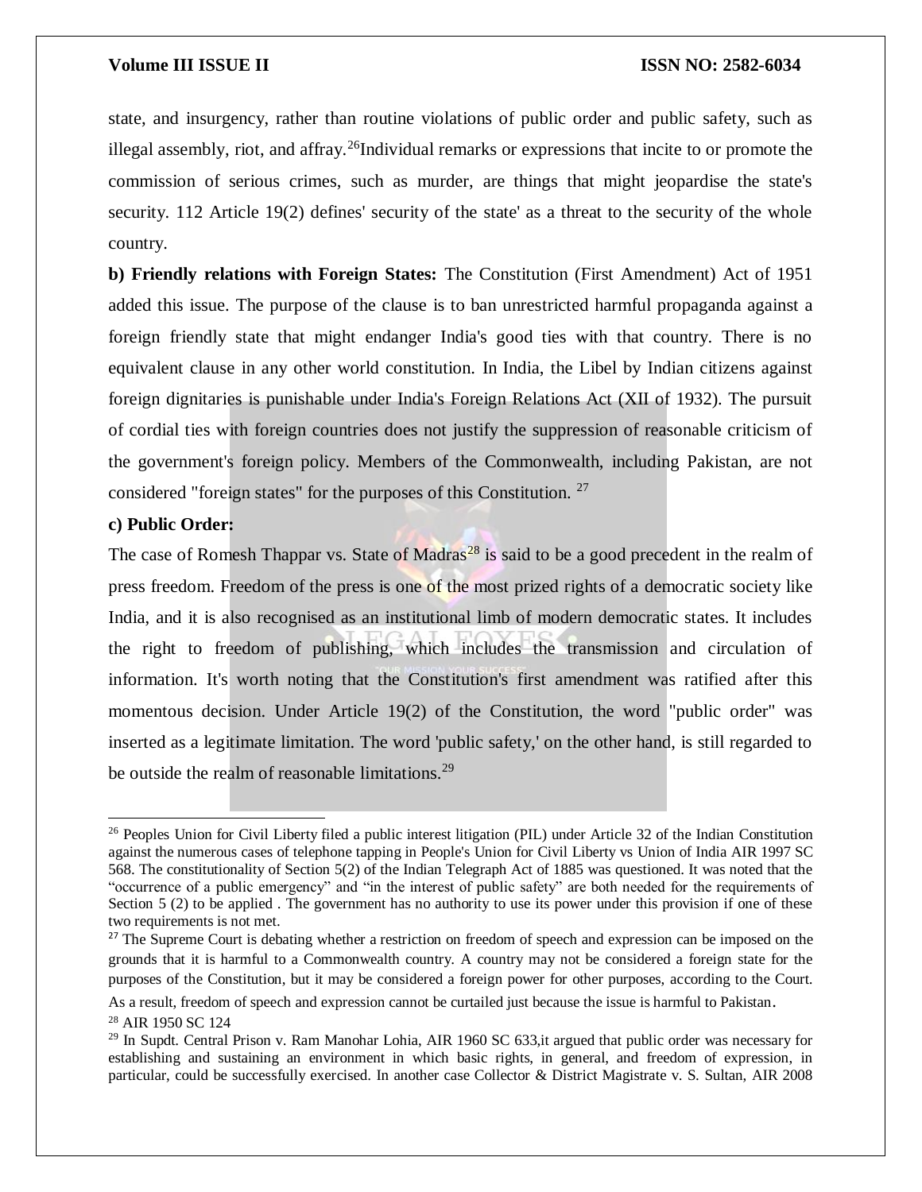state, and insurgency, rather than routine violations of public order and public safety, such as illegal assembly, riot, and affray.[26]Individual remarks or expressions that incite to or promote the commission of serious crimes, such as murder, are things that might jeopardise the state's security. 112 Article 19(2) defines' security of the state' as a threat to the security of the whole country.

**b) Friendly relations with Foreign States:** The Constitution (First Amendment) Act of 1951 added this issue. The purpose of the clause is to ban unrestricted harmful propaganda against a foreign friendly state that might endanger India's good ties with that country. There is no equivalent clause in any other world constitution. In India, the Libel by Indian citizens against foreign dignitaries is punishable under India's Foreign Relations Act (XII of 1932). The pursuit of cordial ties with foreign countries does not justify the suppression of reasonable criticism of the government's foreign policy. Members of the Commonwealth, including Pakistan, are not considered "foreign states" for the purposes of this Constitution. [27]

**c) Public Order:**

The case of Romesh Thappar vs. State of Madras[28] is said to be a good precedent in the realm of press freedom. Freedom of the press is one of the most prized rights of a democratic society like India, and it is also recognised as an institutional limb of modern democratic states. It includes the right to freedom of publishing, which includes the transmission and circulation of information. It's worth noting that the Constitution's first amendment was ratified after this momentous decision. Under Article 19(2) of the Constitution, the word "public order" was inserted as a legitimate limitation. The word 'public safety,' on the other hand, is still regarded to be outside the realm of reasonable limitations.[29]

---

[26] Peoples Union for Civil Liberty filed a public interest litigation (PIL) under Article 32 of the Indian Constitution against the numerous cases of telephone tapping in People's Union for Civil Liberty vs Union of India AIR 1997 SC 568. The constitutionality of Section 5(2) of the Indian Telegraph Act of 1885 was questioned. It was noted that the "occurrence of a public emergency" and "in the interest of public safety" are both needed for the requirements of Section 5 (2) to be applied . The government has no authority to use its power under this provision if one of these two requirements is not met.

[27] The Supreme Court is debating whether a restriction on freedom of speech and expression can be imposed on the grounds that it is harmful to a Commonwealth country. A country may not be considered a foreign state for the purposes of the Constitution, but it may be considered a foreign power for other purposes, according to the Court. As a result, freedom of speech and expression cannot be curtailed just because the issue is harmful to Pakistan.

[28] AIR 1950 SC 124

[29] In Supdt. Central Prison v. Ram Manohar Lohia, AIR 1960 SC 633,it argued that public order was necessary for establishing and sustaining an environment in which basic rights, in general, and freedom of expression, in particular, could be successfully exercised. In another case Collector & District Magistrate v. S. Sultan, AIR 2008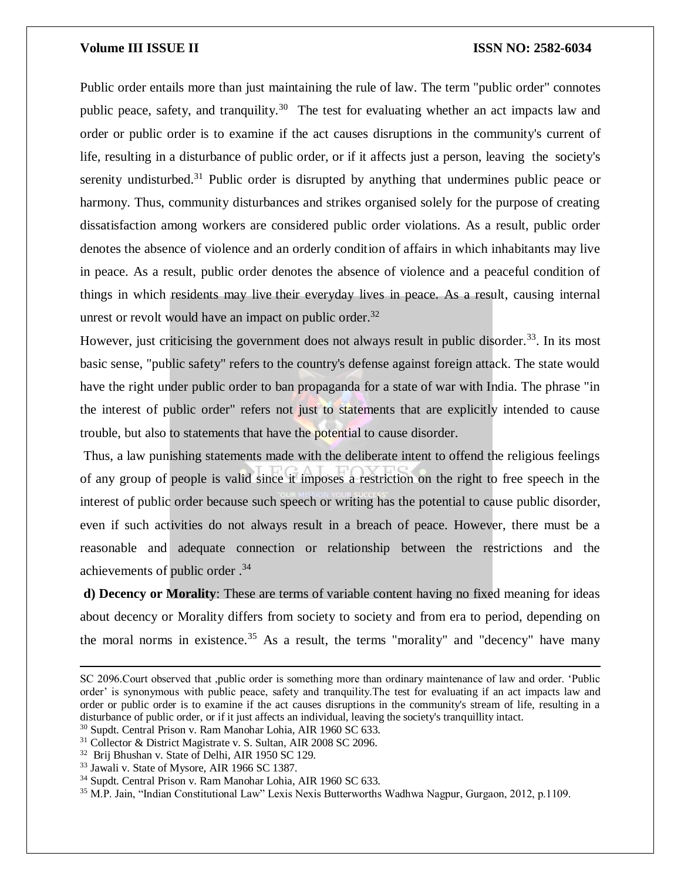Public order entails more than just maintaining the rule of law. The term "public order" connotes public peace, safety, and tranquility.[30] The test for evaluating whether an act impacts law and order or public order is to examine if the act causes disruptions in the community's current of life, resulting in a disturbance of public order, or if it affects just a person, leaving the society's serenity undisturbed.[31] Public order is disrupted by anything that undermines public peace or harmony. Thus, community disturbances and strikes organised solely for the purpose of creating dissatisfaction among workers are considered public order violations. As a result, public order denotes the absence of violence and an orderly condition of affairs in which inhabitants may live in peace. As a result, public order denotes the absence of violence and a peaceful condition of things in which residents may live their everyday lives in peace. As a result, causing internal unrest or revolt would have an impact on public order.[32]

However, just criticising the government does not always result in public disorder.[33]. In its most basic sense, "public safety" refers to the country's defense against foreign attack. The state would have the right under public order to ban propaganda for a state of war with India. The phrase "in the interest of public order" refers not just to statements that are explicitly intended to cause trouble, but also to statements that have the potential to cause disorder.

Thus, a law punishing statements made with the deliberate intent to offend the religious feelings of any group of people is valid since it imposes a restriction on the right to free speech in the interest of public order because such speech or writing has the potential to cause public disorder, even if such activities do not always result in a breach of peace. However, there must be a reasonable and adequate connection or relationship between the restrictions and the achievements of public order .[34]

**d) Decency or Morality**: These are terms of variable content having no fixed meaning for ideas about decency or Morality differs from society to society and from era to period, depending on the moral norms in existence.[35] As a result, the terms "morality" and "decency" have many

---

SC 2096.Court observed that ,public order is something more than ordinary maintenance of law and order. 'Public order' is synonymous with public peace, safety and tranquility.The test for evaluating if an act impacts law and order or public order is to examine if the act causes disruptions in the community's stream of life, resulting in a disturbance of public order, or if it just affects an individual, leaving the society's tranquillity intact.

[30] Supdt. Central Prison v. Ram Manohar Lohia, AIR 1960 SC 633.

[31] Collector & District Magistrate v. S. Sultan, AIR 2008 SC 2096.

[32] Brij Bhushan v. State of Delhi, AIR 1950 SC 129.

[33] Jawali v. State of Mysore, AIR 1966 SC 1387.

[34] Supdt. Central Prison v. Ram Manohar Lohia, AIR 1960 SC 633.

[35] M.P. Jain, "Indian Constitutional Law" Lexis Nexis Butterworths Wadhwa Nagpur, Gurgaon, 2012, p.1109.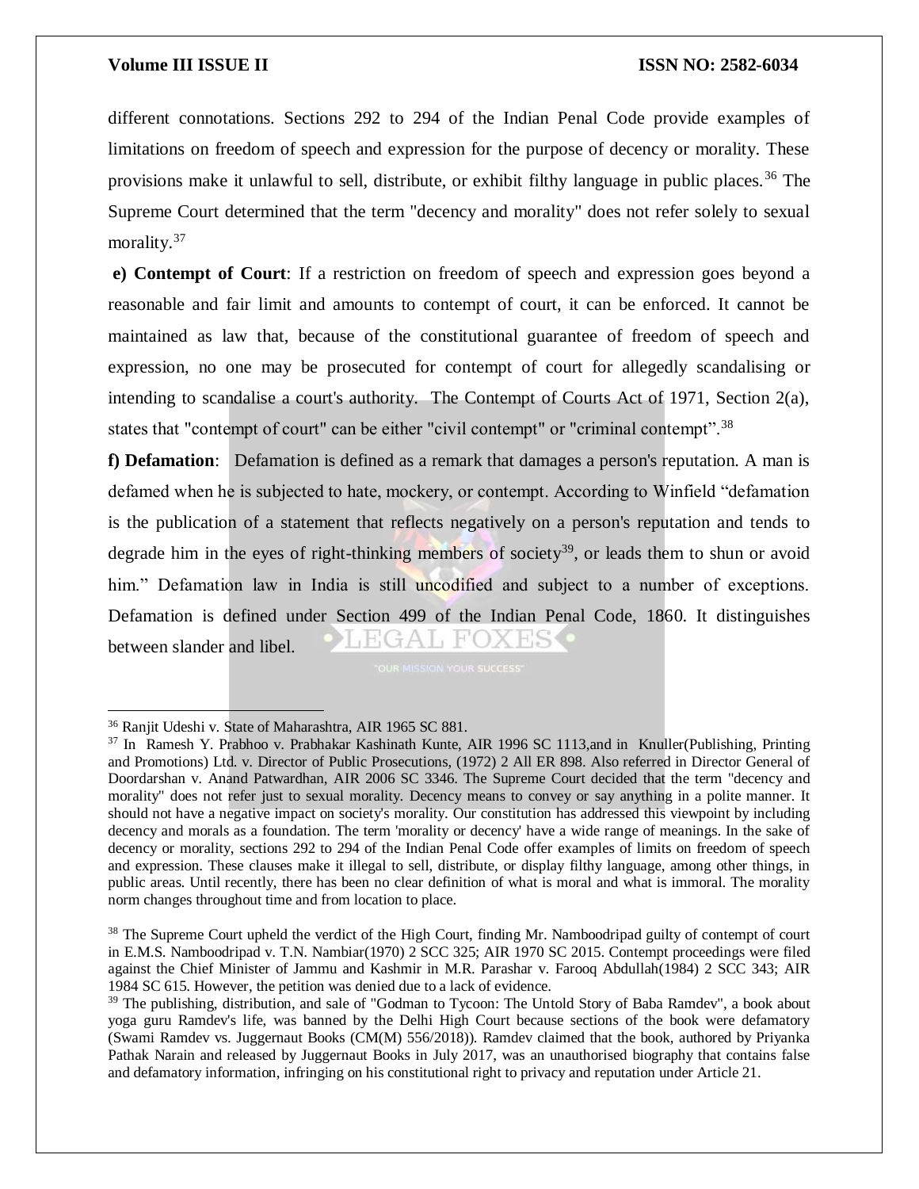different connotations. Sections 292 to 294 of the Indian Penal Code provide examples of limitations on freedom of speech and expression for the purpose of decency or morality. These provisions make it unlawful to sell, distribute, or exhibit filthy language in public places.[36] The Supreme Court determined that the term "decency and morality" does not refer solely to sexual morality.[37]

**e) Contempt of Court**: If a restriction on freedom of speech and expression goes beyond a reasonable and fair limit and amounts to contempt of court, it can be enforced. It cannot be maintained as law that, because of the constitutional guarantee of freedom of speech and expression, no one may be prosecuted for contempt of court for allegedly scandalising or intending to scandalise a court's authority. The Contempt of Courts Act of 1971, Section 2(a), states that "contempt of court" can be either "civil contempt" or "criminal contempt".[38]

**f) Defamation**: Defamation is defined as a remark that damages a person's reputation. A man is defamed when he is subjected to hate, mockery, or contempt. According to Winfield "defamation is the publication of a statement that reflects negatively on a person's reputation and tends to degrade him in the eyes of right-thinking members of society[39], or leads them to shun or avoid him." Defamation law in India is still uncodified and subject to a number of exceptions. Defamation is defined under Section 499 of the Indian Penal Code, 1860. It distinguishes between slander and libel.

---

[36] Ranjit Udeshi v. State of Maharashtra, AIR 1965 SC 881.

[37] In Ramesh Y. Prabhoo v. Prabhakar Kashinath Kunte, AIR 1996 SC 1113,and in Knuller(Publishing, Printing and Promotions) Ltd. v. Director of Public Prosecutions, (1972) 2 All ER 898. Also referred in Director General of Doordarshan v. Anand Patwardhan, AIR 2006 SC 3346. The Supreme Court decided that the term "decency and morality" does not refer just to sexual morality. Decency means to convey or say anything in a polite manner. It should not have a negative impact on society's morality. Our constitution has addressed this viewpoint by including decency and morals as a foundation. The term 'morality or decency' have a wide range of meanings. In the sake of decency or morality, sections 292 to 294 of the Indian Penal Code offer examples of limits on freedom of speech and expression. These clauses make it illegal to sell, distribute, or display filthy language, among other things, in public areas. Until recently, there has been no clear definition of what is moral and what is immoral. The morality norm changes throughout time and from location to place.

[38] The Supreme Court upheld the verdict of the High Court, finding Mr. Namboodripad guilty of contempt of court in E.M.S. Namboodripad v. T.N. Nambiar(1970) 2 SCC 325; AIR 1970 SC 2015. Contempt proceedings were filed against the Chief Minister of Jammu and Kashmir in M.R. Parashar v. Farooq Abdullah(1984) 2 SCC 343; AIR 1984 SC 615. However, the petition was denied due to a lack of evidence.

[39] The publishing, distribution, and sale of "Godman to Tycoon: The Untold Story of Baba Ramdev", a book about yoga guru Ramdev's life, was banned by the Delhi High Court because sections of the book were defamatory (Swami Ramdev vs. Juggernaut Books (CM(M) 556/2018)). Ramdev claimed that the book, authored by Priyanka Pathak Narain and released by Juggernaut Books in July 2017, was an unauthorised biography that contains false and defamatory information, infringing on his constitutional right to privacy and reputation under Article 21.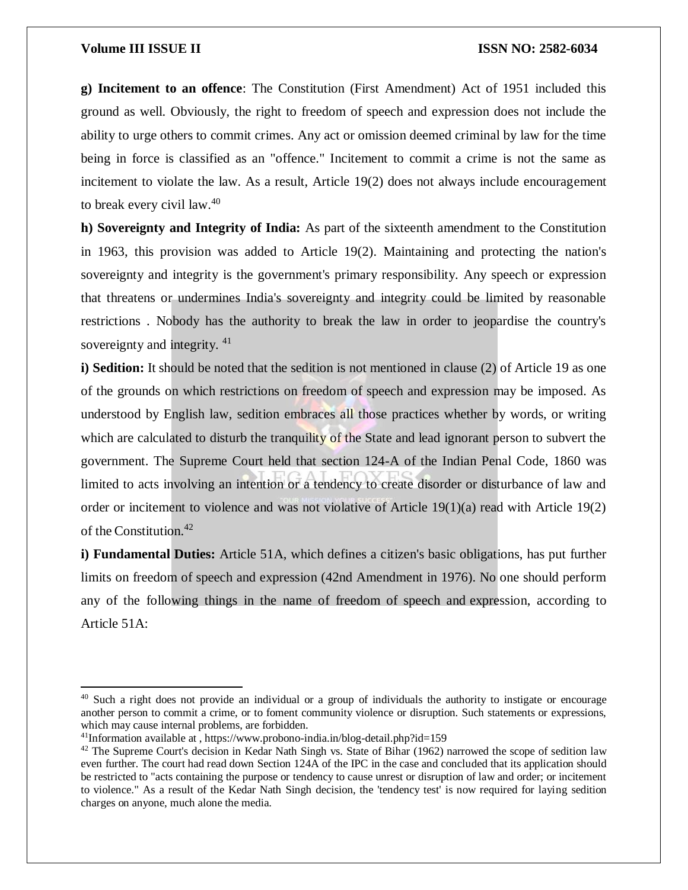**g) Incitement to an offence**: The Constitution (First Amendment) Act of 1951 included this ground as well. Obviously, the right to freedom of speech and expression does not include the ability to urge others to commit crimes. Any act or omission deemed criminal by law for the time being in force is classified as an "offence." Incitement to commit a crime is not the same as incitement to violate the law. As a result, Article 19(2) does not always include encouragement to break every civil law.[40]

**h) Sovereignty and Integrity of India:** As part of the sixteenth amendment to the Constitution in 1963, this provision was added to Article 19(2). Maintaining and protecting the nation's sovereignty and integrity is the government's primary responsibility. Any speech or expression that threatens or undermines India's sovereignty and integrity could be limited by reasonable restrictions . Nobody has the authority to break the law in order to jeopardise the country's sovereignty and integrity. [41]

**i) Sedition:** It should be noted that the sedition is not mentioned in clause (2) of Article 19 as one of the grounds on which restrictions on freedom of speech and expression may be imposed. As understood by English law, sedition embraces all those practices whether by words, or writing which are calculated to disturb the tranquility of the State and lead ignorant person to subvert the government. The Supreme Court held that section 124-A of the Indian Penal Code, 1860 was limited to acts involving an intention or a tendency to create disorder or disturbance of law and order or incitement to violence and was not violative of Article 19(1)(a) read with Article 19(2) of the Constitution.[42]

**i) Fundamental Duties:** Article 51A, which defines a citizen's basic obligations, has put further limits on freedom of speech and expression (42nd Amendment in 1976). No one should perform any of the following things in the name of freedom of speech and expression, according to Article 51A:

---

[40] Such a right does not provide an individual or a group of individuals the authority to instigate or encourage another person to commit a crime, or to foment community violence or disruption. Such statements or expressions, which may cause internal problems, are forbidden.

[41] Information available at , https://www.probono-india.in/blog-detail.php?id=159

[42] The Supreme Court's decision in Kedar Nath Singh vs. State of Bihar (1962) narrowed the scope of sedition law even further. The court had read down Section 124A of the IPC in the case and concluded that its application should be restricted to "acts containing the purpose or tendency to cause unrest or disruption of law and order; or incitement to violence." As a result of the Kedar Nath Singh decision, the 'tendency test' is now required for laying sedition charges on anyone, much alone the media.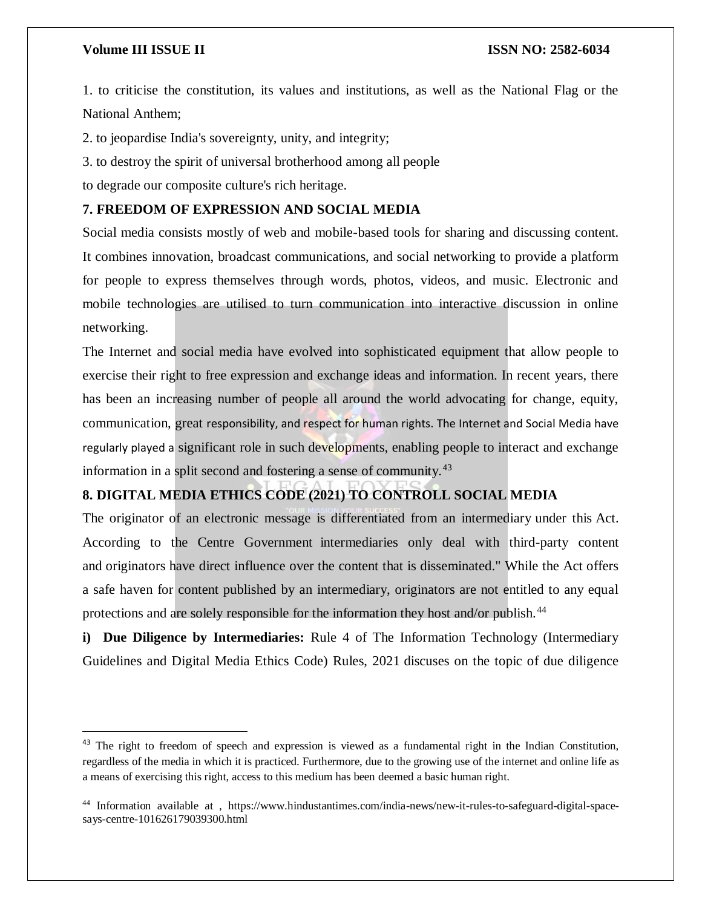1. to criticise the constitution, its values and institutions, as well as the National Flag or the National Anthem;

2. to jeopardise India's sovereignty, unity, and integrity;

3. to destroy the spirit of universal brotherhood among all people

to degrade our composite culture's rich heritage.

## 7. FREEDOM OF EXPRESSION AND SOCIAL MEDIA

Social media consists mostly of web and mobile-based tools for sharing and discussing content. It combines innovation, broadcast communications, and social networking to provide a platform for people to express themselves through words, photos, videos, and music. Electronic and mobile technologies are utilised to turn communication into interactive discussion in online networking.

The Internet and social media have evolved into sophisticated equipment that allow people to exercise their right to free expression and exchange ideas and information. In recent years, there has been an increasing number of people all around the world advocating for change, equity, communication, great responsibility, and respect for human rights. The Internet and Social Media have regularly played a significant role in such developments, enabling people to interact and exchange information in a split second and fostering a sense of community.[43]

## 8. DIGITAL MEDIA ETHICS CODE (2021) TO CONTROLL SOCIAL MEDIA

The originator of an electronic message is differentiated from an intermediary under this Act. According to the Centre Government intermediaries only deal with third-party content and originators have direct influence over the content that is disseminated." While the Act offers a safe haven for content published by an intermediary, originators are not entitled to any equal protections and are solely responsible for the information they host and/or publish.[44]

**i) Due Diligence by Intermediaries:** Rule 4 of The Information Technology (Intermediary Guidelines and Digital Media Ethics Code) Rules, 2021 discuses on the topic of due diligence

---

[43] The right to freedom of speech and expression is viewed as a fundamental right in the Indian Constitution, regardless of the media in which it is practiced. Furthermore, due to the growing use of the internet and online life as a means of exercising this right, access to this medium has been deemed a basic human right.

[44] Information available at , https://www.hindustantimes.com/india-news/new-it-rules-to-safeguard-digital-space-says-centre-101626179039300.html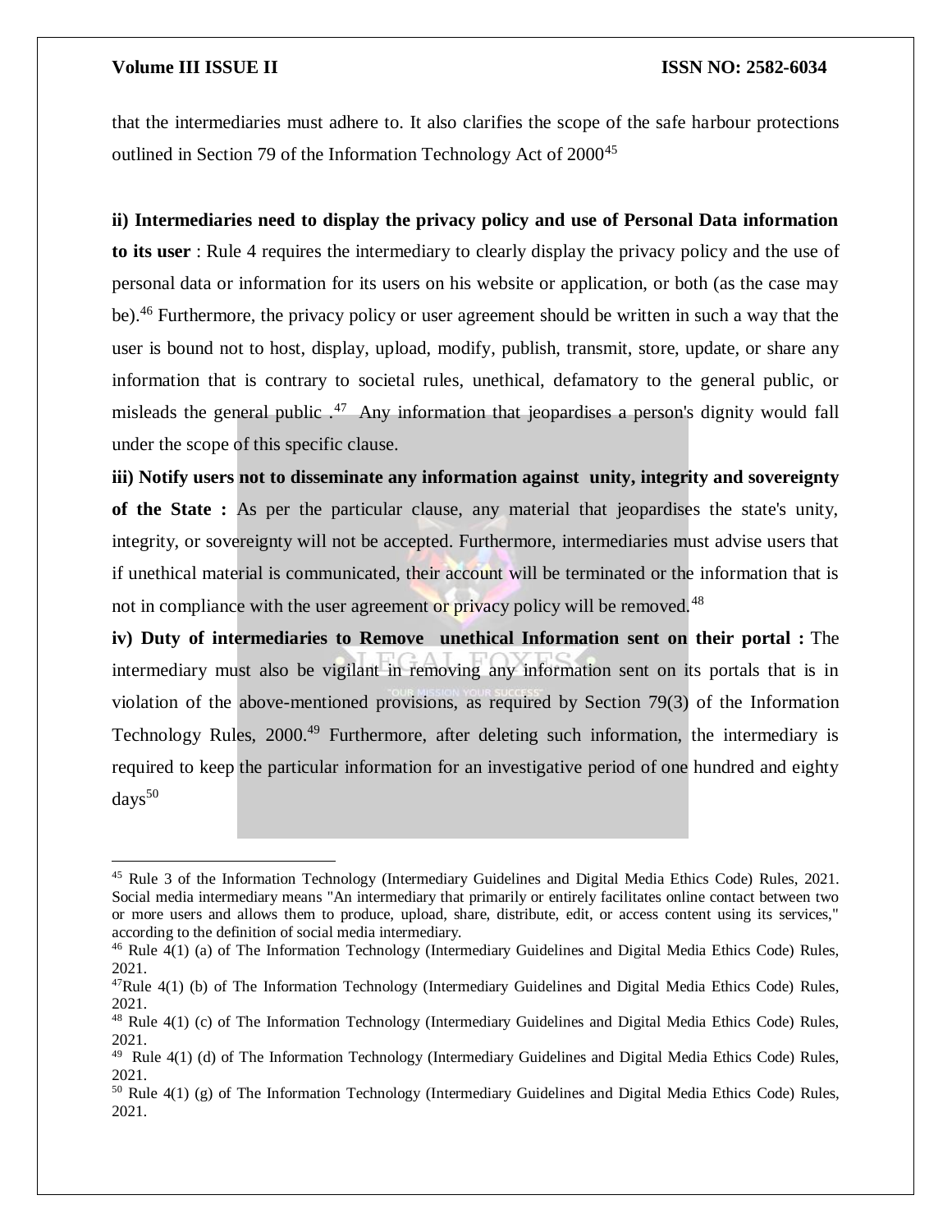that the intermediaries must adhere to. It also clarifies the scope of the safe harbour protections outlined in Section 79 of the Information Technology Act of 2000[45]

**ii) Intermediaries need to display the privacy policy and use of Personal Data information to its user** : Rule 4 requires the intermediary to clearly display the privacy policy and the use of personal data or information for its users on his website or application, or both (as the case may be).[46] Furthermore, the privacy policy or user agreement should be written in such a way that the user is bound not to host, display, upload, modify, publish, transmit, store, update, or share any information that is contrary to societal rules, unethical, defamatory to the general public, or misleads the general public .[47] Any information that jeopardises a person's dignity would fall under the scope of this specific clause.

**iii) Notify users not to disseminate any information against unity, integrity and sovereignty of the State :** As per the particular clause, any material that jeopardises the state's unity, integrity, or sovereignty will not be accepted. Furthermore, intermediaries must advise users that if unethical material is communicated, their account will be terminated or the information that is not in compliance with the user agreement or privacy policy will be removed.[48]

**iv) Duty of intermediaries to Remove unethical Information sent on their portal :** The intermediary must also be vigilant in removing any information sent on its portals that is in violation of the above-mentioned provisions, as required by Section 79(3) of the Information Technology Rules, 2000.[49] Furthermore, after deleting such information, the intermediary is required to keep the particular information for an investigative period of one hundred and eighty days[50]

---

[45] Rule 3 of the Information Technology (Intermediary Guidelines and Digital Media Ethics Code) Rules, 2021. Social media intermediary means "An intermediary that primarily or entirely facilitates online contact between two or more users and allows them to produce, upload, share, distribute, edit, or access content using its services," according to the definition of social media intermediary.

[46] Rule 4(1) (a) of The Information Technology (Intermediary Guidelines and Digital Media Ethics Code) Rules, 2021.

[47] Rule 4(1) (b) of The Information Technology (Intermediary Guidelines and Digital Media Ethics Code) Rules, 2021.

[48] Rule 4(1) (c) of The Information Technology (Intermediary Guidelines and Digital Media Ethics Code) Rules, 2021.

[49] Rule 4(1) (d) of The Information Technology (Intermediary Guidelines and Digital Media Ethics Code) Rules, 2021.

[50] Rule 4(1) (g) of The Information Technology (Intermediary Guidelines and Digital Media Ethics Code) Rules, 2021.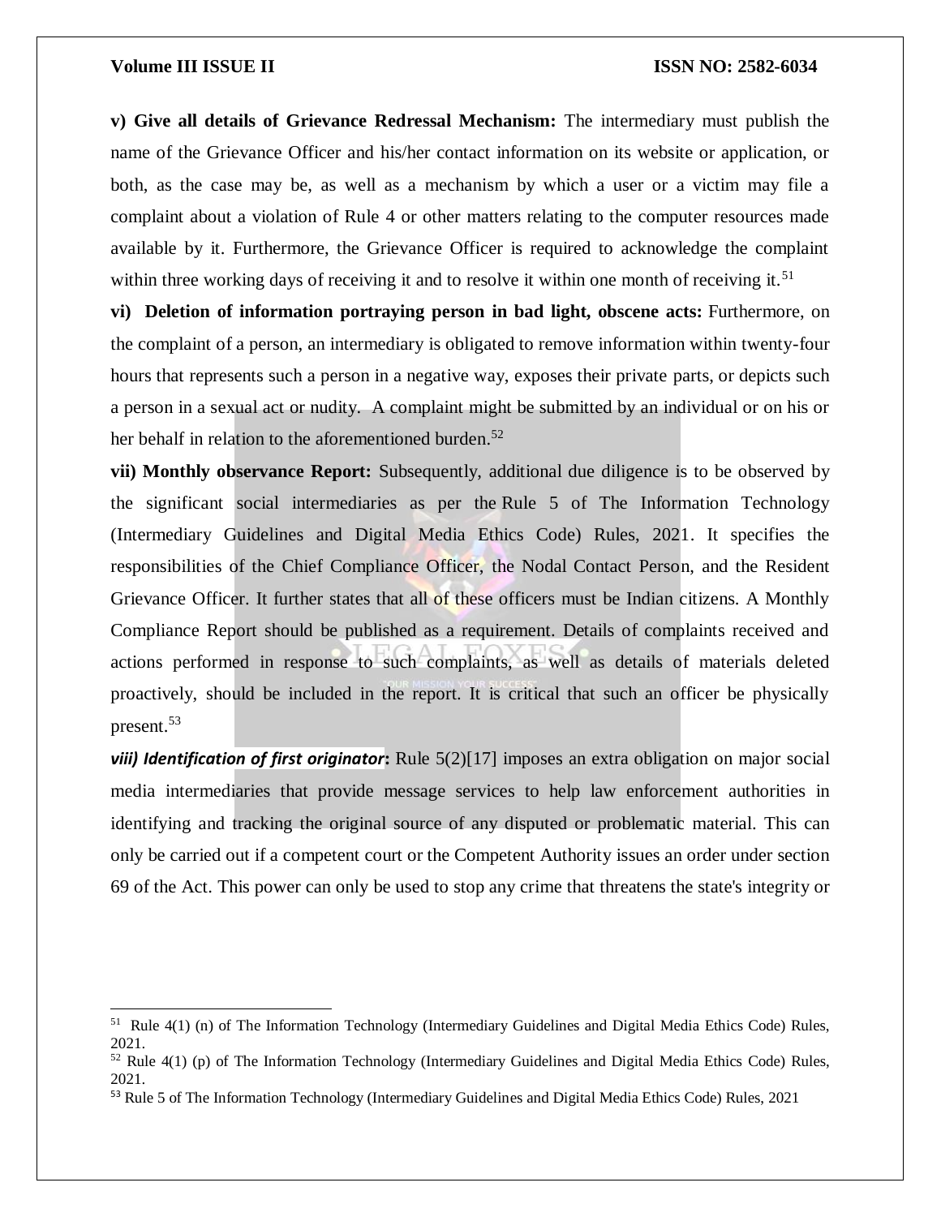**v) Give all details of Grievance Redressal Mechanism:** The intermediary must publish the name of the Grievance Officer and his/her contact information on its website or application, or both, as the case may be, as well as a mechanism by which a user or a victim may file a complaint about a violation of Rule 4 or other matters relating to the computer resources made available by it. Furthermore, the Grievance Officer is required to acknowledge the complaint within three working days of receiving it and to resolve it within one month of receiving it.[51]

**vi) Deletion of information portraying person in bad light, obscene acts:** Furthermore, on the complaint of a person, an intermediary is obligated to remove information within twenty-four hours that represents such a person in a negative way, exposes their private parts, or depicts such a person in a sexual act or nudity. A complaint might be submitted by an individual or on his or her behalf in relation to the aforementioned burden.[52]

**vii) Monthly observance Report:** Subsequently, additional due diligence is to be observed by the significant social intermediaries as per the Rule 5 of The Information Technology (Intermediary Guidelines and Digital Media Ethics Code) Rules, 2021. It specifies the responsibilities of the Chief Compliance Officer, the Nodal Contact Person, and the Resident Grievance Officer. It further states that all of these officers must be Indian citizens. A Monthly Compliance Report should be published as a requirement. Details of complaints received and actions performed in response to such complaints, as well as details of materials deleted proactively, should be included in the report. It is critical that such an officer be physically present.[53]

***viii) Identification of first originator*:** Rule 5(2)[17] imposes an extra obligation on major social media intermediaries that provide message services to help law enforcement authorities in identifying and tracking the original source of any disputed or problematic material. This can only be carried out if a competent court or the Competent Authority issues an order under section 69 of the Act. This power can only be used to stop any crime that threatens the state's integrity or

---

[51] Rule 4(1) (n) of The Information Technology (Intermediary Guidelines and Digital Media Ethics Code) Rules, 2021.

[52] Rule 4(1) (p) of The Information Technology (Intermediary Guidelines and Digital Media Ethics Code) Rules, 2021.

[53] Rule 5 of The Information Technology (Intermediary Guidelines and Digital Media Ethics Code) Rules, 2021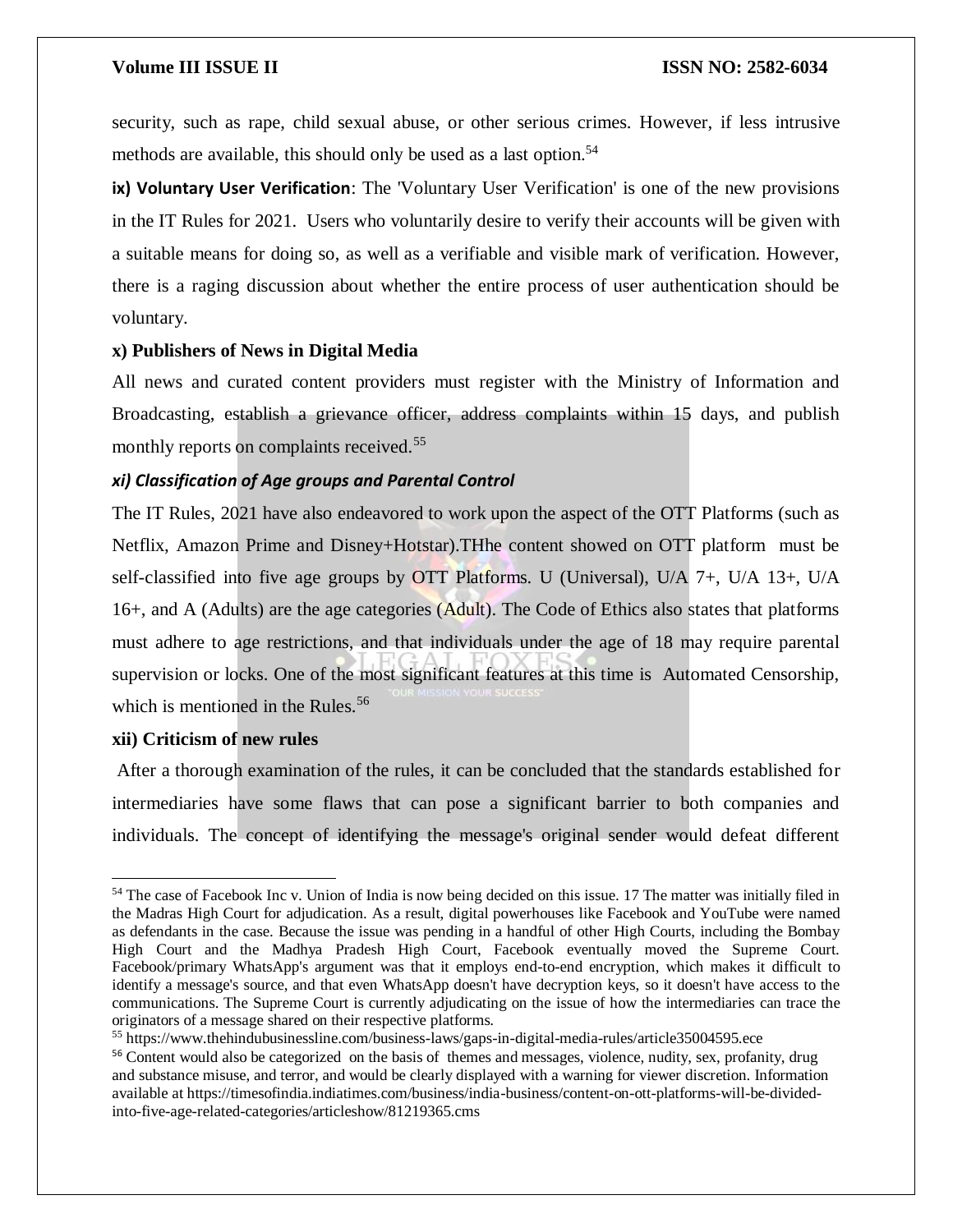security, such as rape, child sexual abuse, or other serious crimes. However, if less intrusive methods are available, this should only be used as a last option.[54]

**ix) Voluntary User Verification**: The 'Voluntary User Verification' is one of the new provisions in the IT Rules for 2021. Users who voluntarily desire to verify their accounts will be given with a suitable means for doing so, as well as a verifiable and visible mark of verification. However, there is a raging discussion about whether the entire process of user authentication should be voluntary.

**x) Publishers of News in Digital Media**

All news and curated content providers must register with the Ministry of Information and Broadcasting, establish a grievance officer, address complaints within 15 days, and publish monthly reports on complaints received.[55]

***xi) Classification of Age groups and Parental Control***

The IT Rules, 2021 have also endeavored to work upon the aspect of the OTT Platforms (such as Netflix, Amazon Prime and Disney+Hotstar).THhe content showed on OTT platform must be self-classified into five age groups by OTT Platforms. U (Universal), U/A 7+, U/A 13+, U/A 16+, and A (Adults) are the age categories (Adult). The Code of Ethics also states that platforms must adhere to age restrictions, and that individuals under the age of 18 may require parental supervision or locks. One of the most significant features at this time is Automated Censorship, which is mentioned in the Rules.[56]

**xii) Criticism of new rules**

After a thorough examination of the rules, it can be concluded that the standards established for intermediaries have some flaws that can pose a significant barrier to both companies and individuals. The concept of identifying the message's original sender would defeat different

---

[54] The case of Facebook Inc v. Union of India is now being decided on this issue. 17 The matter was initially filed in the Madras High Court for adjudication. As a result, digital powerhouses like Facebook and YouTube were named as defendants in the case. Because the issue was pending in a handful of other High Courts, including the Bombay High Court and the Madhya Pradesh High Court, Facebook eventually moved the Supreme Court. Facebook/primary WhatsApp's argument was that it employs end-to-end encryption, which makes it difficult to identify a message's source, and that even WhatsApp doesn't have decryption keys, so it doesn't have access to the communications. The Supreme Court is currently adjudicating on the issue of how the intermediaries can trace the originators of a message shared on their respective platforms.

[55] https://www.thehindubusinessline.com/business-laws/gaps-in-digital-media-rules/article35004595.ece

[56] Content would also be categorized on the basis of themes and messages, violence, nudity, sex, profanity, drug and substance misuse, and terror, and would be clearly displayed with a warning for viewer discretion. Information available at https://timesofindia.indiatimes.com/business/india-business/content-on-ott-platforms-will-be-divided-into-five-age-related-categories/articleshow/81219365.cms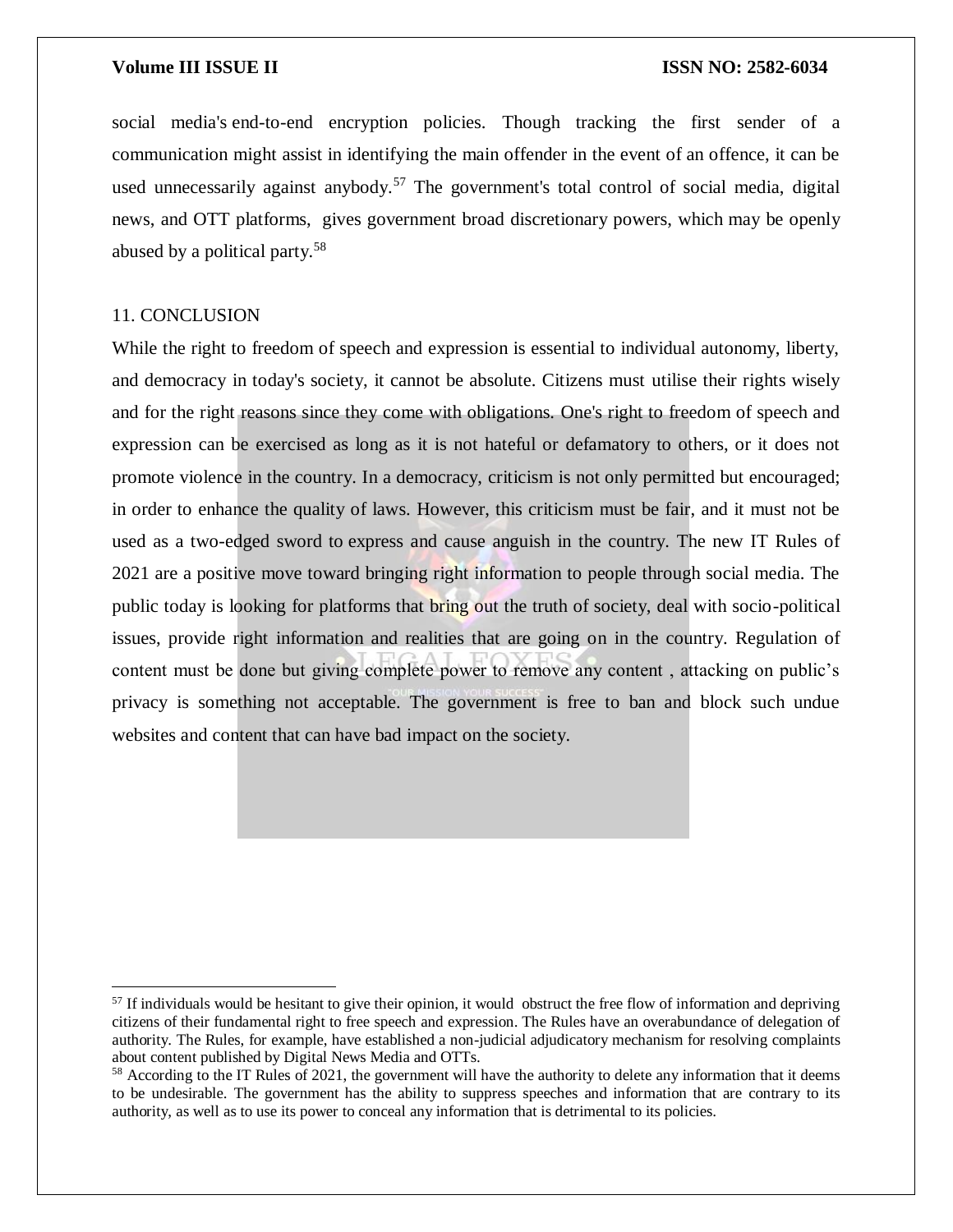social media's end-to-end encryption policies. Though tracking the first sender of a communication might assist in identifying the main offender in the event of an offence, it can be used unnecessarily against anybody.[57] The government's total control of social media, digital news, and OTT platforms, gives government broad discretionary powers, which may be openly abused by a political party.[58]

## 11. CONCLUSION

While the right to freedom of speech and expression is essential to individual autonomy, liberty, and democracy in today's society, it cannot be absolute. Citizens must utilise their rights wisely and for the right reasons since they come with obligations. One's right to freedom of speech and expression can be exercised as long as it is not hateful or defamatory to others, or it does not promote violence in the country. In a democracy, criticism is not only permitted but encouraged; in order to enhance the quality of laws. However, this criticism must be fair, and it must not be used as a two-edged sword to express and cause anguish in the country. The new IT Rules of 2021 are a positive move toward bringing right information to people through social media. The public today is looking for platforms that bring out the truth of society, deal with socio-political issues, provide right information and realities that are going on in the country. Regulation of content must be done but giving complete power to remove any content , attacking on public's privacy is something not acceptable. The government is free to ban and block such undue websites and content that can have bad impact on the society.

---

[57] If individuals would be hesitant to give their opinion, it would obstruct the free flow of information and depriving citizens of their fundamental right to free speech and expression. The Rules have an overabundance of delegation of authority. The Rules, for example, have established a non-judicial adjudicatory mechanism for resolving complaints about content published by Digital News Media and OTTs.

[58] According to the IT Rules of 2021, the government will have the authority to delete any information that it deems to be undesirable. The government has the ability to suppress speeches and information that are contrary to its authority, as well as to use its power to conceal any information that is detrimental to its policies.